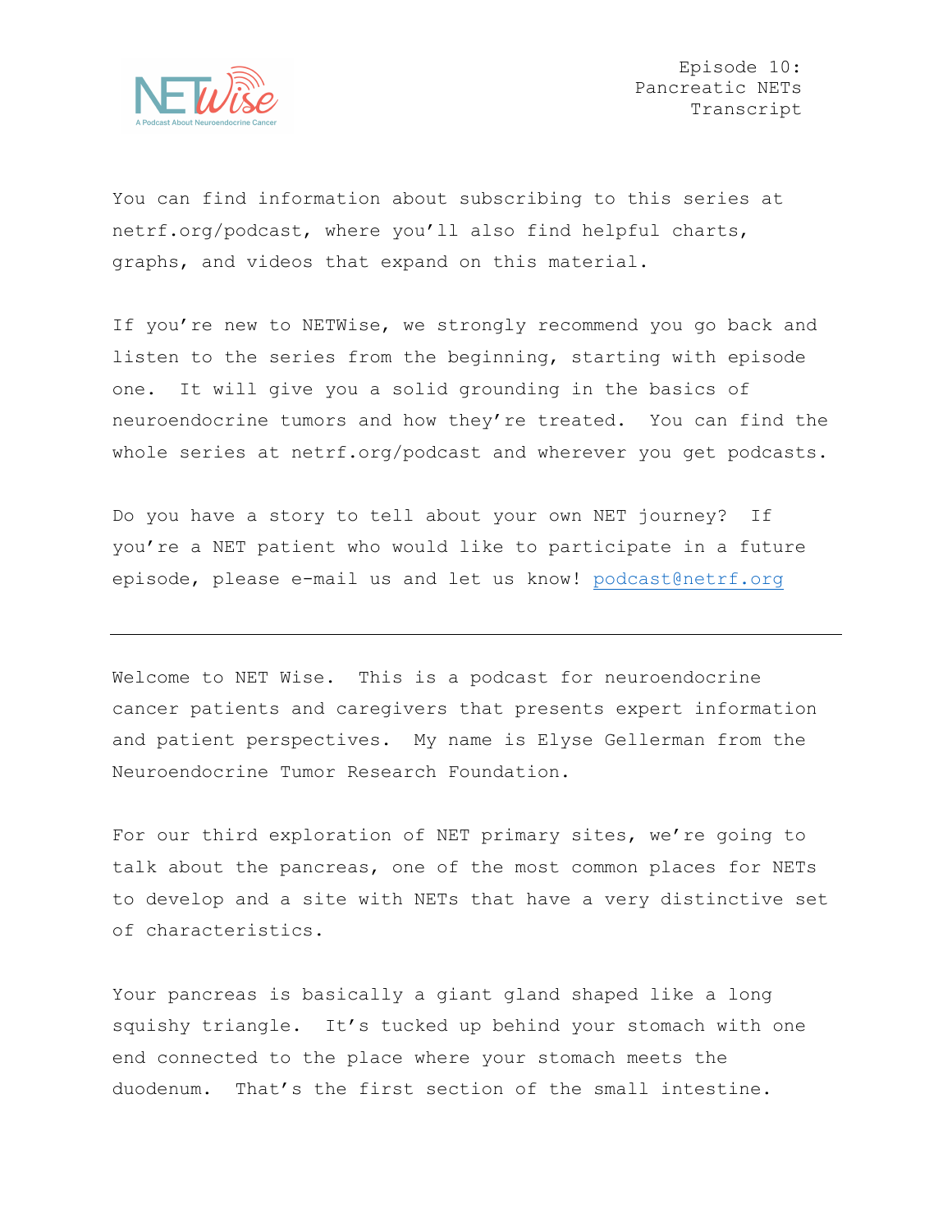Episode 10: Pancreatic NETs Transcript

You can find information about subscribing to this series at netrf.org/podcast, where you'll also find helpful charts, graphs, and videos that expand on this material.

If you're new to NETWise, we strongly recommend you go back and listen to the series from the beginning, starting with episode one. It will give you a solid grounding in the basics of neuroendocrine tumors and how they're treated. You can find the whole series at netrf.org/podcast and wherever you get podcasts.

Do you have a story to tell about your own NET journey? If you're a NET patient who would like to participate in a future episode, please e-mail us and let us know! podcast@netrf.org

---

Welcome to NET Wise. This is a podcast for neuroendocrine cancer patients and caregivers that presents expert information and patient perspectives. My name is Elyse Gellerman from the Neuroendocrine Tumor Research Foundation.

For our third exploration of NET primary sites, we're going to talk about the pancreas, one of the most common places for NETs to develop and a site with NETs that have a very distinctive set of characteristics.

Your pancreas is basically a giant gland shaped like a long squishy triangle. It's tucked up behind your stomach with one end connected to the place where your stomach meets the duodenum. That's the first section of the small intestine.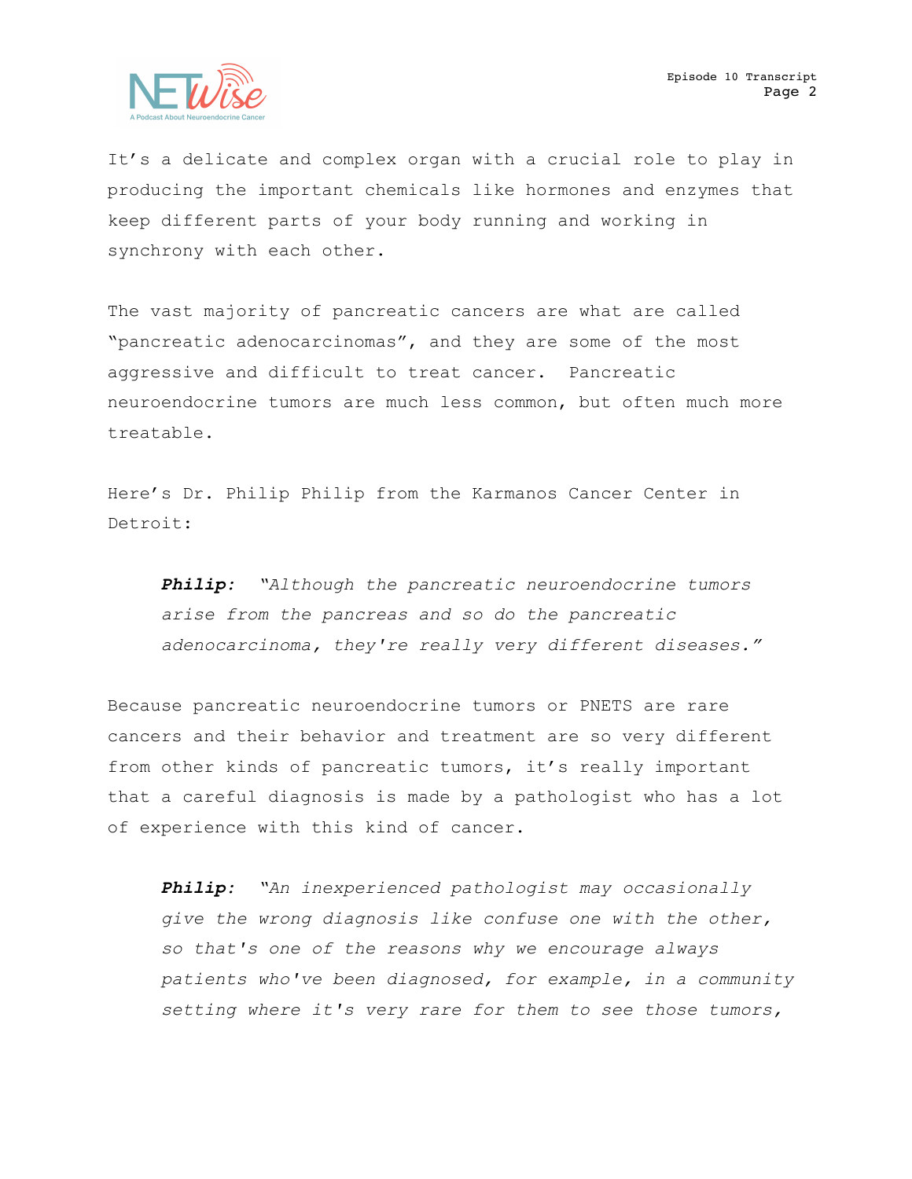It’s a delicate and complex organ with a crucial role to play in producing the important chemicals like hormones and enzymes that keep different parts of your body running and working in synchrony with each other.

The vast majority of pancreatic cancers are what are called “pancreatic adenocarcinomas”, and they are some of the most aggressive and difficult to treat cancer. Pancreatic neuroendocrine tumors are much less common, but often much more treatable.

Here’s Dr. Philip Philip from the Karmanos Cancer Center in Detroit:

> ***Philip:*** *“Although the pancreatic neuroendocrine tumors arise from the pancreas and so do the pancreatic adenocarcinoma, they're really very different diseases.”*

Because pancreatic neuroendocrine tumors or PNETS are rare cancers and their behavior and treatment are so very different from other kinds of pancreatic tumors, it’s really important that a careful diagnosis is made by a pathologist who has a lot of experience with this kind of cancer.

> ***Philip:*** *“An inexperienced pathologist may occasionally give the wrong diagnosis like confuse one with the other, so that's one of the reasons why we encourage always patients who've been diagnosed, for example, in a community setting where it's very rare for them to see those tumors,*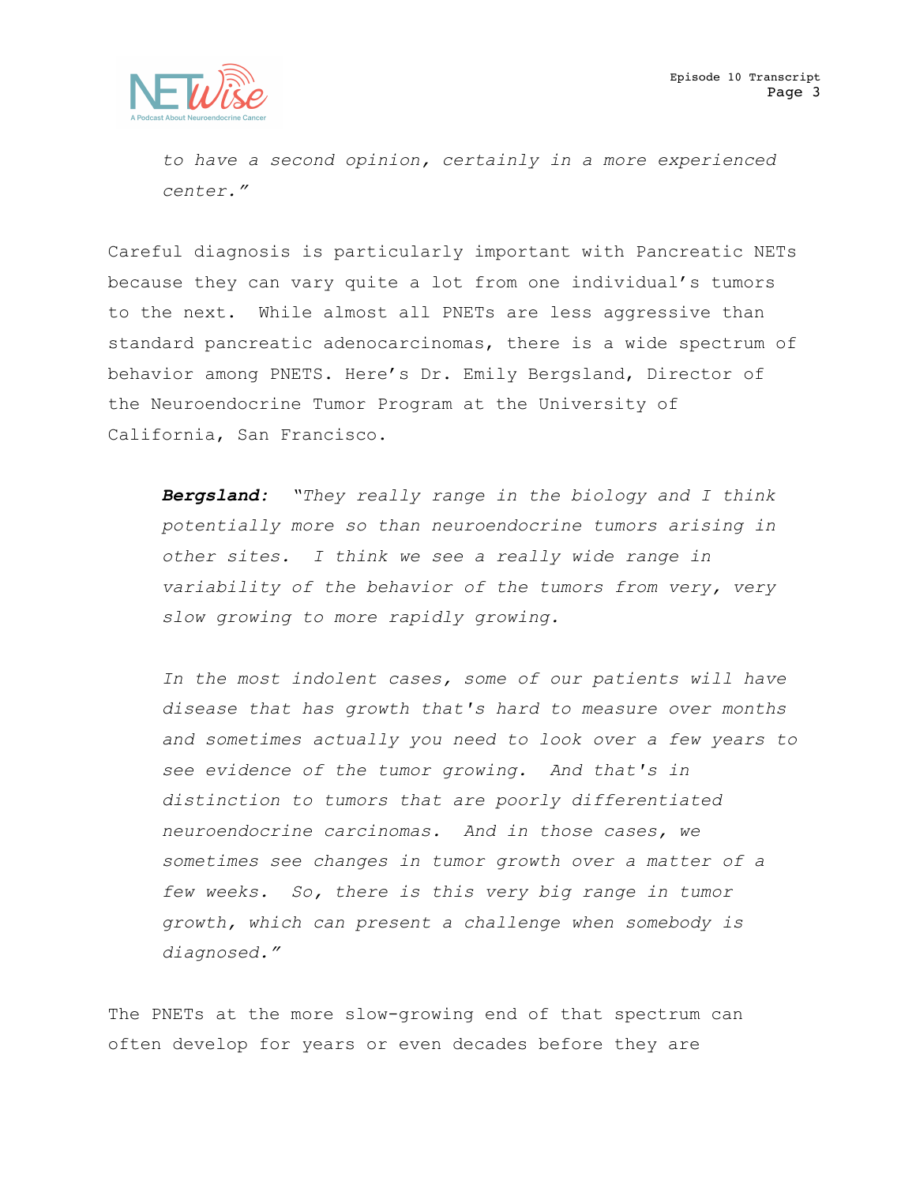*to have a second opinion, certainly in a more experienced center."*

Careful diagnosis is particularly important with Pancreatic NETs because they can vary quite a lot from one individual's tumors to the next. While almost all PNETs are less aggressive than standard pancreatic adenocarcinomas, there is a wide spectrum of behavior among PNETS. Here's Dr. Emily Bergsland, Director of the Neuroendocrine Tumor Program at the University of California, San Francisco.

> ***Bergsland:*** *"They really range in the biology and I think potentially more so than neuroendocrine tumors arising in other sites. I think we see a really wide range in variability of the behavior of the tumors from very, very slow growing to more rapidly growing.*
>
> *In the most indolent cases, some of our patients will have disease that has growth that's hard to measure over months and sometimes actually you need to look over a few years to see evidence of the tumor growing. And that's in distinction to tumors that are poorly differentiated neuroendocrine carcinomas. And in those cases, we sometimes see changes in tumor growth over a matter of a few weeks. So, there is this very big range in tumor growth, which can present a challenge when somebody is diagnosed."*

The PNETs at the more slow-growing end of that spectrum can often develop for years or even decades before they are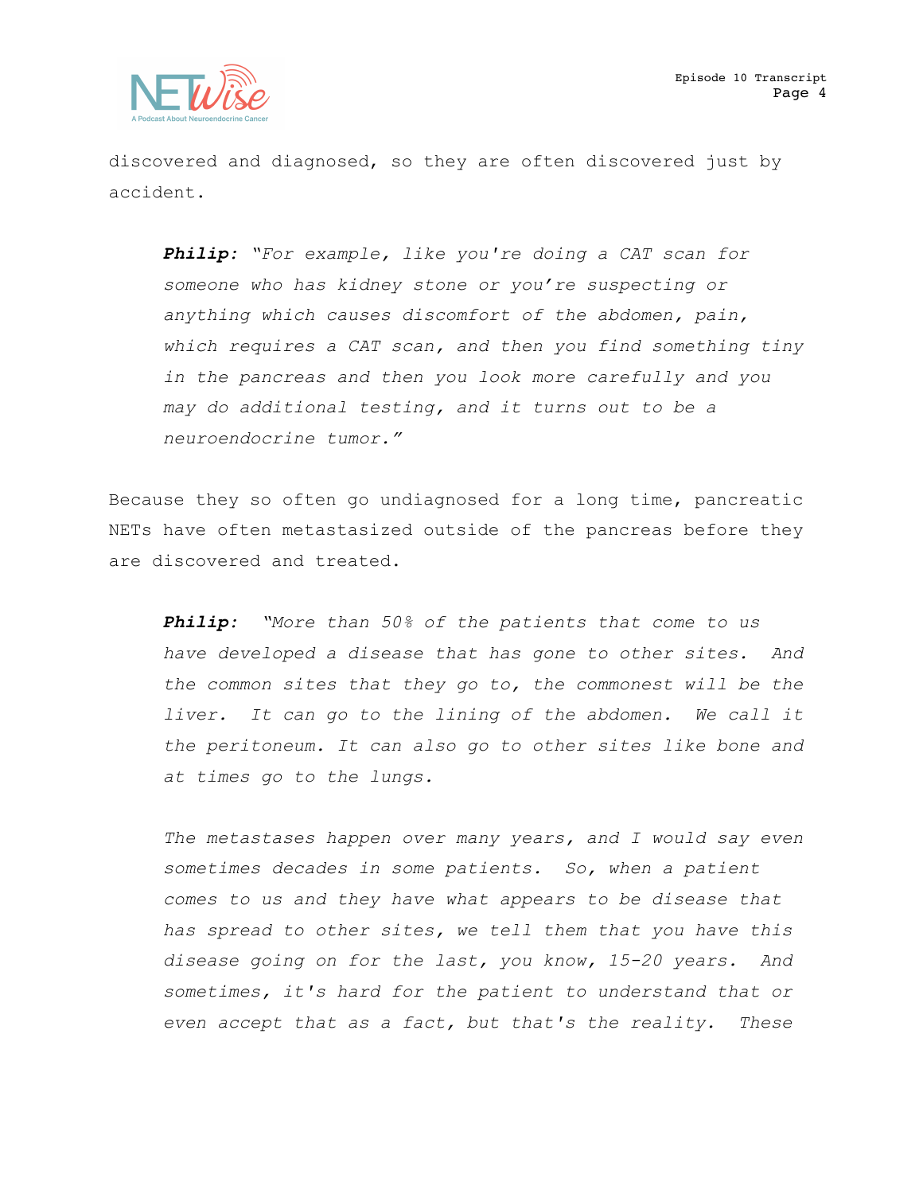discovered and diagnosed, so they are often discovered just by accident.

> ***Philip:*** *"For example, like you're doing a CAT scan for someone who has kidney stone or you're suspecting or anything which causes discomfort of the abdomen, pain, which requires a CAT scan, and then you find something tiny in the pancreas and then you look more carefully and you may do additional testing, and it turns out to be a neuroendocrine tumor."*

Because they so often go undiagnosed for a long time, pancreatic NETs have often metastasized outside of the pancreas before they are discovered and treated.

> ***Philip:*** *"More than 50% of the patients that come to us have developed a disease that has gone to other sites. And the common sites that they go to, the commonest will be the liver. It can go to the lining of the abdomen. We call it the peritoneum. It can also go to other sites like bone and at times go to the lungs.*
>
> *The metastases happen over many years, and I would say even sometimes decades in some patients. So, when a patient comes to us and they have what appears to be disease that has spread to other sites, we tell them that you have this disease going on for the last, you know, 15-20 years. And sometimes, it's hard for the patient to understand that or even accept that as a fact, but that's the reality. These*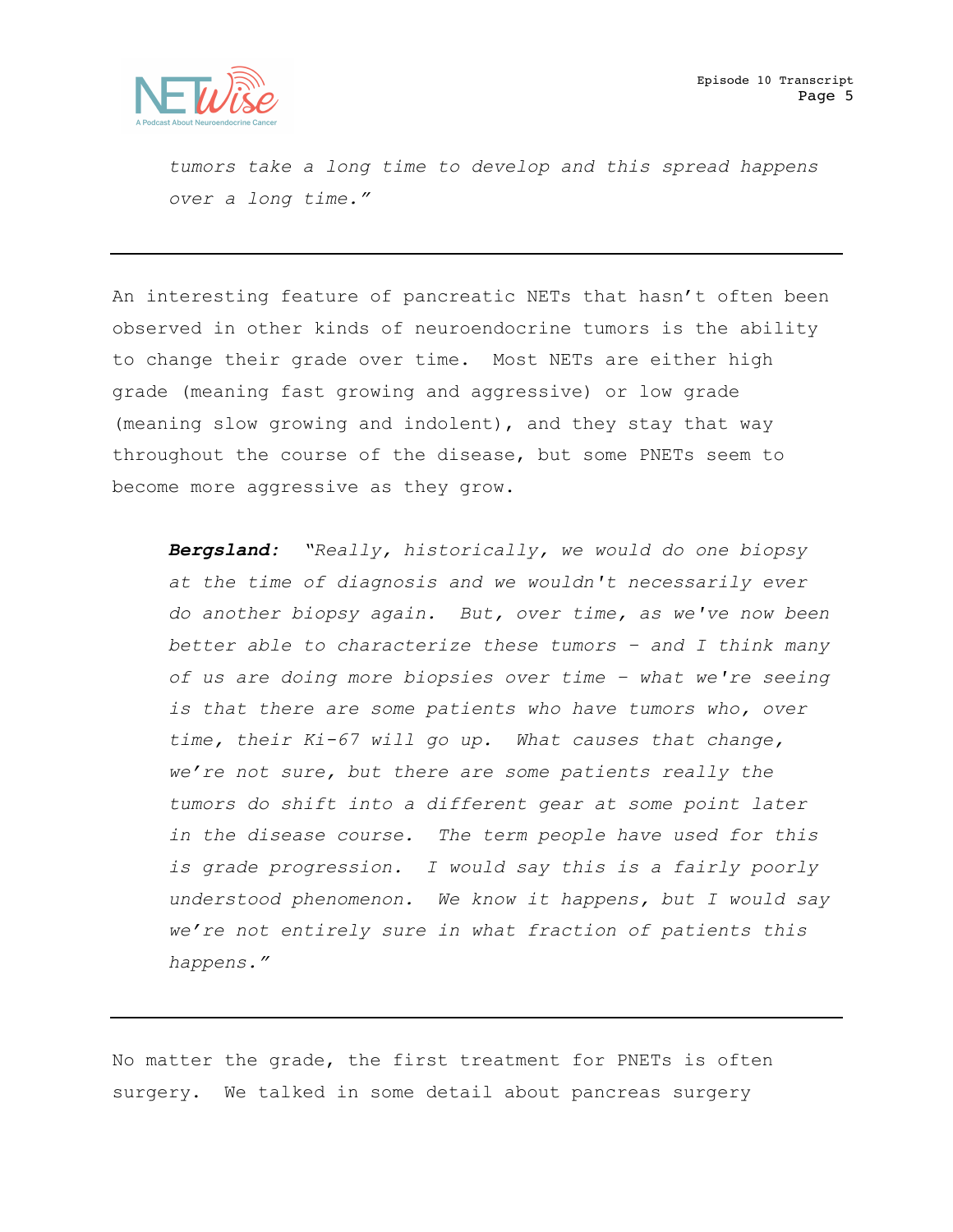*tumors take a long time to develop and this spread happens over a long time."*

---

An interesting feature of pancreatic NETs that hasn't often been observed in other kinds of neuroendocrine tumors is the ability to change their grade over time. Most NETs are either high grade (meaning fast growing and aggressive) or low grade (meaning slow growing and indolent), and they stay that way throughout the course of the disease, but some PNETs seem to become more aggressive as they grow.

> ***Bergsland:*** *"Really, historically, we would do one biopsy at the time of diagnosis and we wouldn't necessarily ever do another biopsy again. But, over time, as we've now been better able to characterize these tumors – and I think many of us are doing more biopsies over time – what we're seeing is that there are some patients who have tumors who, over time, their Ki-67 will go up. What causes that change, we're not sure, but there are some patients really the tumors do shift into a different gear at some point later in the disease course. The term people have used for this is grade progression. I would say this is a fairly poorly understood phenomenon. We know it happens, but I would say we're not entirely sure in what fraction of patients this happens."*

---

No matter the grade, the first treatment for PNETs is often surgery. We talked in some detail about pancreas surgery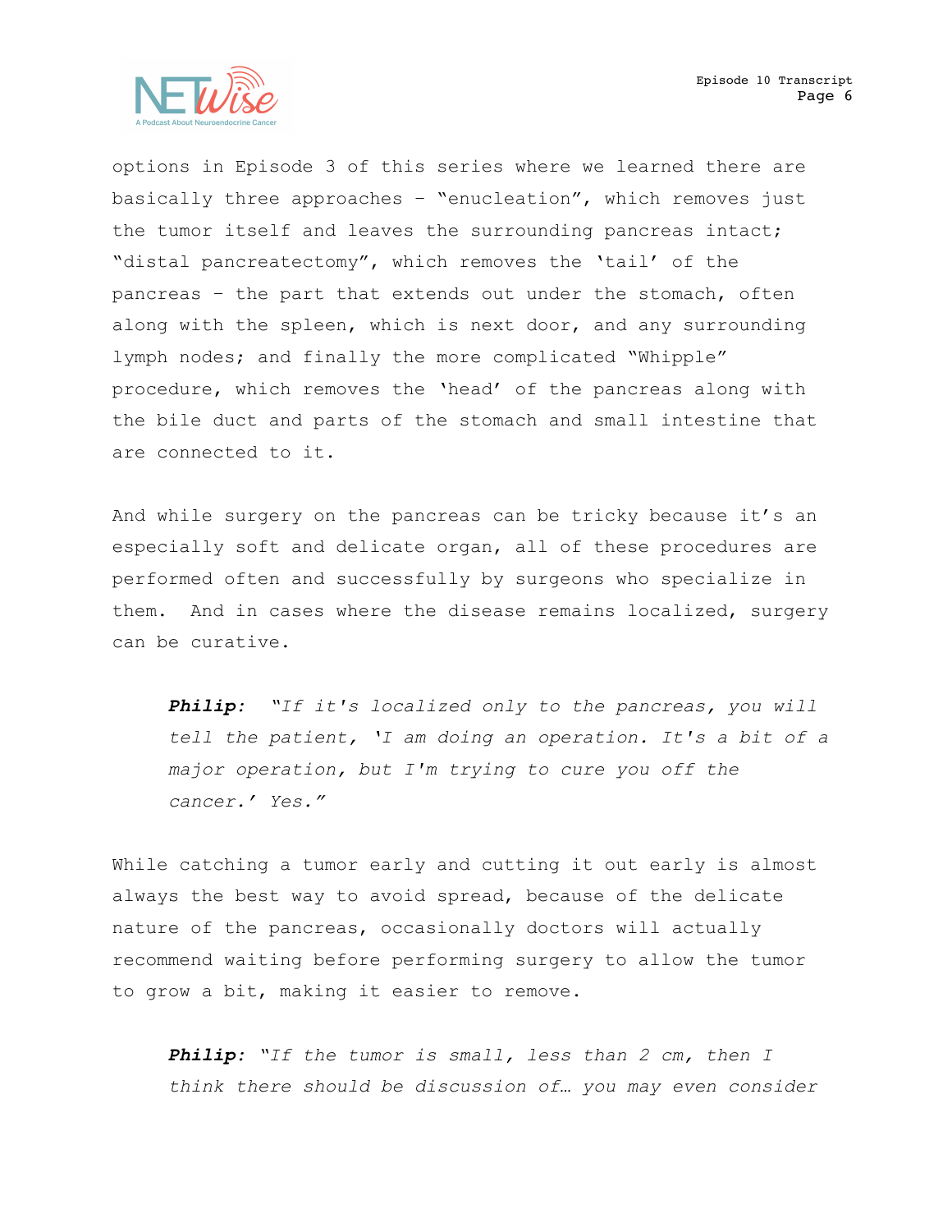options in Episode 3 of this series where we learned there are basically three approaches – "enucleation", which removes just the tumor itself and leaves the surrounding pancreas intact; "distal pancreatectomy", which removes the 'tail' of the pancreas – the part that extends out under the stomach, often along with the spleen, which is next door, and any surrounding lymph nodes; and finally the more complicated "Whipple" procedure, which removes the 'head' of the pancreas along with the bile duct and parts of the stomach and small intestine that are connected to it.

And while surgery on the pancreas can be tricky because it's an especially soft and delicate organ, all of these procedures are performed often and successfully by surgeons who specialize in them. And in cases where the disease remains localized, surgery can be curative.

> ***Philip:*** *"If it's localized only to the pancreas, you will tell the patient, 'I am doing an operation. It's a bit of a major operation, but I'm trying to cure you off the cancer.' Yes."*

While catching a tumor early and cutting it out early is almost always the best way to avoid spread, because of the delicate nature of the pancreas, occasionally doctors will actually recommend waiting before performing surgery to allow the tumor to grow a bit, making it easier to remove.

> ***Philip:*** *"If the tumor is small, less than 2 cm, then I think there should be discussion of… you may even consider*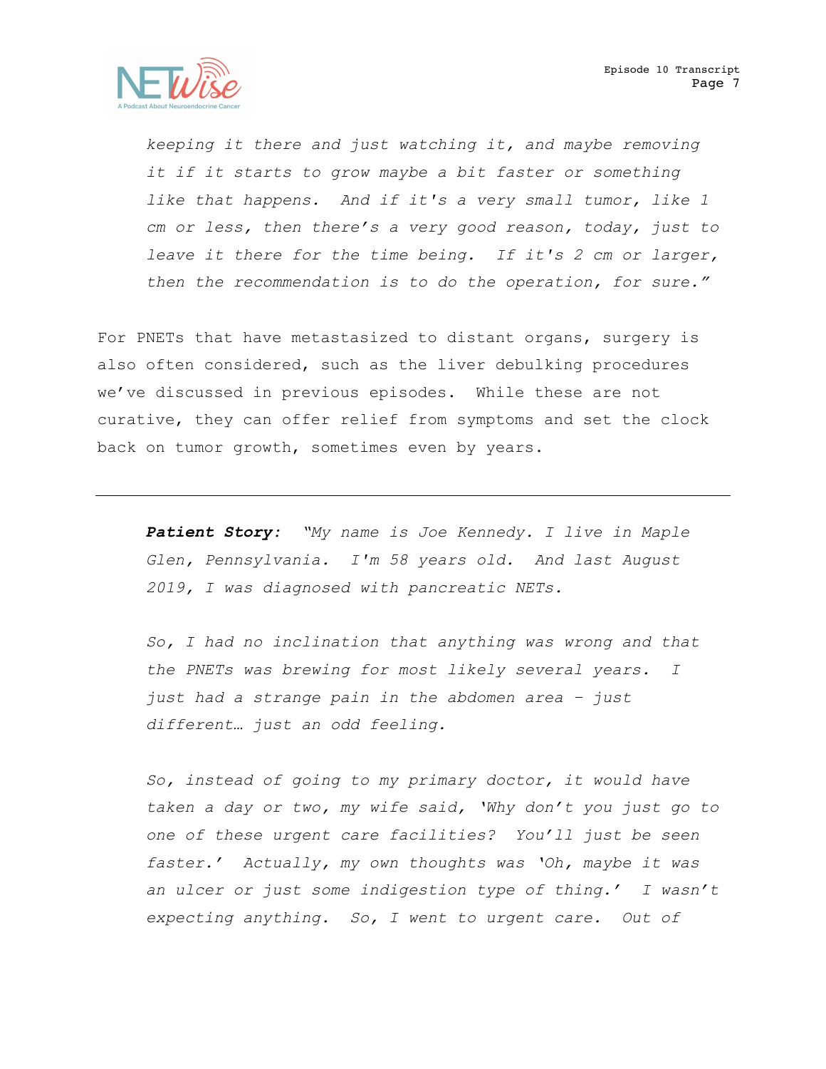*keeping it there and just watching it, and maybe removing it if it starts to grow maybe a bit faster or something like that happens. And if it's a very small tumor, like 1 cm or less, then there's a very good reason, today, just to leave it there for the time being. If it's 2 cm or larger, then the recommendation is to do the operation, for sure."*

For PNETs that have metastasized to distant organs, surgery is also often considered, such as the liver debulking procedures we've discussed in previous episodes. While these are not curative, they can offer relief from symptoms and set the clock back on tumor growth, sometimes even by years.

---

***Patient Story:*** *"My name is Joe Kennedy. I live in Maple Glen, Pennsylvania. I'm 58 years old. And last August 2019, I was diagnosed with pancreatic NETs.*

*So, I had no inclination that anything was wrong and that the PNETs was brewing for most likely several years. I just had a strange pain in the abdomen area – just different… just an odd feeling.*

*So, instead of going to my primary doctor, it would have taken a day or two, my wife said, 'Why don't you just go to one of these urgent care facilities? You'll just be seen faster.' Actually, my own thoughts was 'Oh, maybe it was an ulcer or just some indigestion type of thing.' I wasn't expecting anything. So, I went to urgent care. Out of*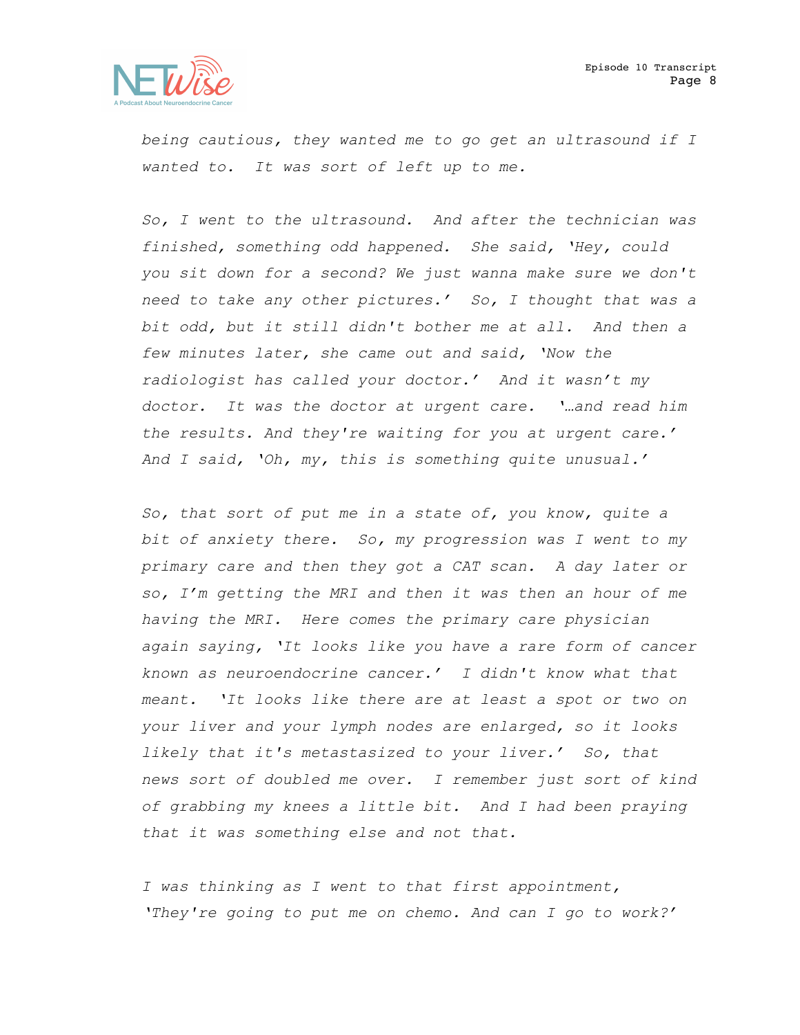*being cautious, they wanted me to go get an ultrasound if I wanted to. It was sort of left up to me.*

*So, I went to the ultrasound. And after the technician was finished, something odd happened. She said, 'Hey, could you sit down for a second? We just wanna make sure we don't need to take any other pictures.' So, I thought that was a bit odd, but it still didn't bother me at all. And then a few minutes later, she came out and said, 'Now the radiologist has called your doctor.' And it wasn't my doctor. It was the doctor at urgent care. '…and read him the results. And they're waiting for you at urgent care.' And I said, 'Oh, my, this is something quite unusual.'*

*So, that sort of put me in a state of, you know, quite a bit of anxiety there. So, my progression was I went to my primary care and then they got a CAT scan. A day later or so, I'm getting the MRI and then it was then an hour of me having the MRI. Here comes the primary care physician again saying, 'It looks like you have a rare form of cancer known as neuroendocrine cancer.' I didn't know what that meant. 'It looks like there are at least a spot or two on your liver and your lymph nodes are enlarged, so it looks likely that it's metastasized to your liver.' So, that news sort of doubled me over. I remember just sort of kind of grabbing my knees a little bit. And I had been praying that it was something else and not that.*

*I was thinking as I went to that first appointment, 'They're going to put me on chemo. And can I go to work?'*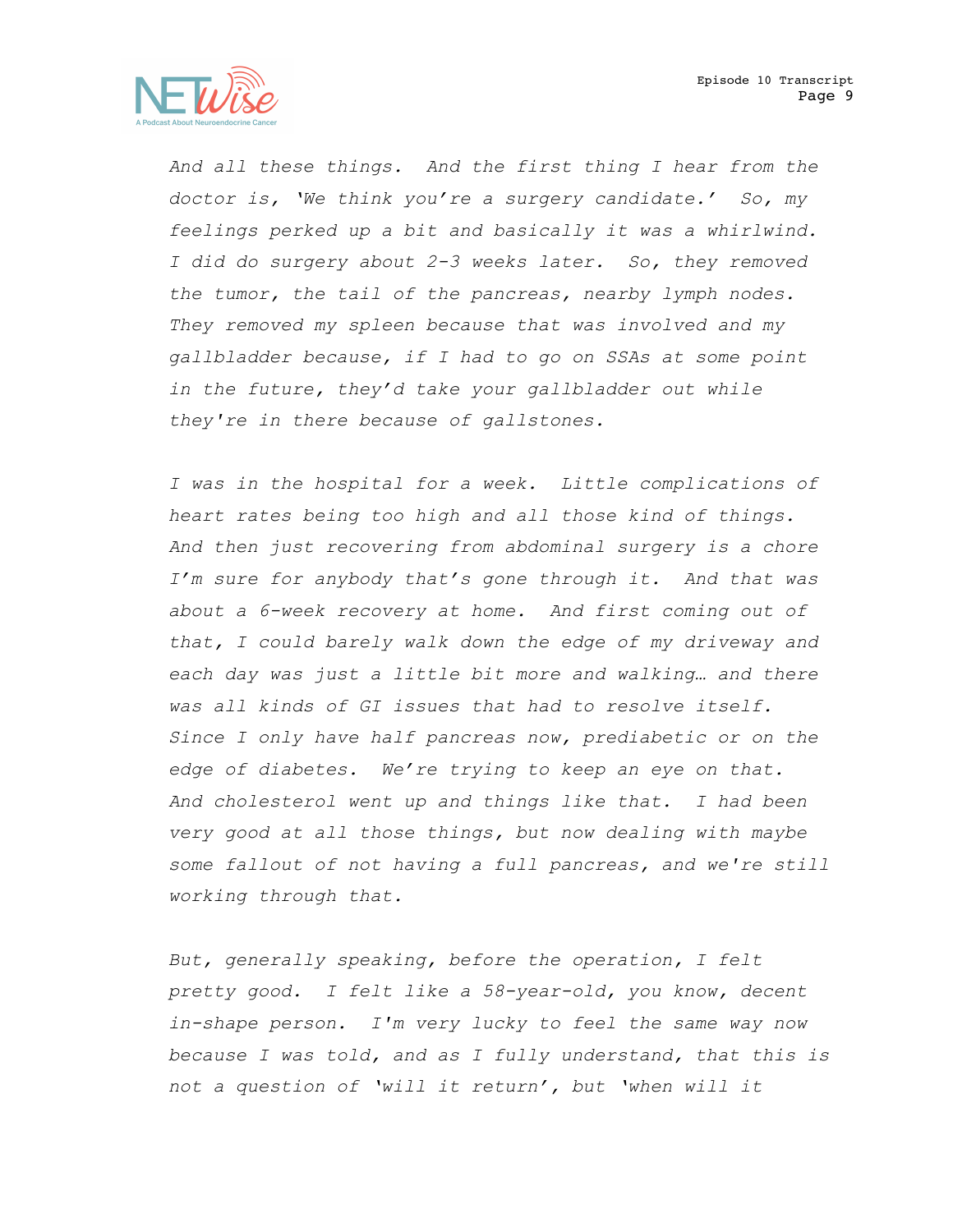*And all these things. And the first thing I hear from the doctor is, 'We think you're a surgery candidate.' So, my feelings perked up a bit and basically it was a whirlwind. I did do surgery about 2-3 weeks later. So, they removed the tumor, the tail of the pancreas, nearby lymph nodes. They removed my spleen because that was involved and my gallbladder because, if I had to go on SSAs at some point in the future, they'd take your gallbladder out while they're in there because of gallstones.*

*I was in the hospital for a week. Little complications of heart rates being too high and all those kind of things. And then just recovering from abdominal surgery is a chore I'm sure for anybody that's gone through it. And that was about a 6-week recovery at home. And first coming out of that, I could barely walk down the edge of my driveway and each day was just a little bit more and walking… and there was all kinds of GI issues that had to resolve itself. Since I only have half pancreas now, prediabetic or on the edge of diabetes. We're trying to keep an eye on that. And cholesterol went up and things like that. I had been very good at all those things, but now dealing with maybe some fallout of not having a full pancreas, and we're still working through that.*

*But, generally speaking, before the operation, I felt pretty good. I felt like a 58-year-old, you know, decent in-shape person. I'm very lucky to feel the same way now because I was told, and as I fully understand, that this is not a question of 'will it return', but 'when will it*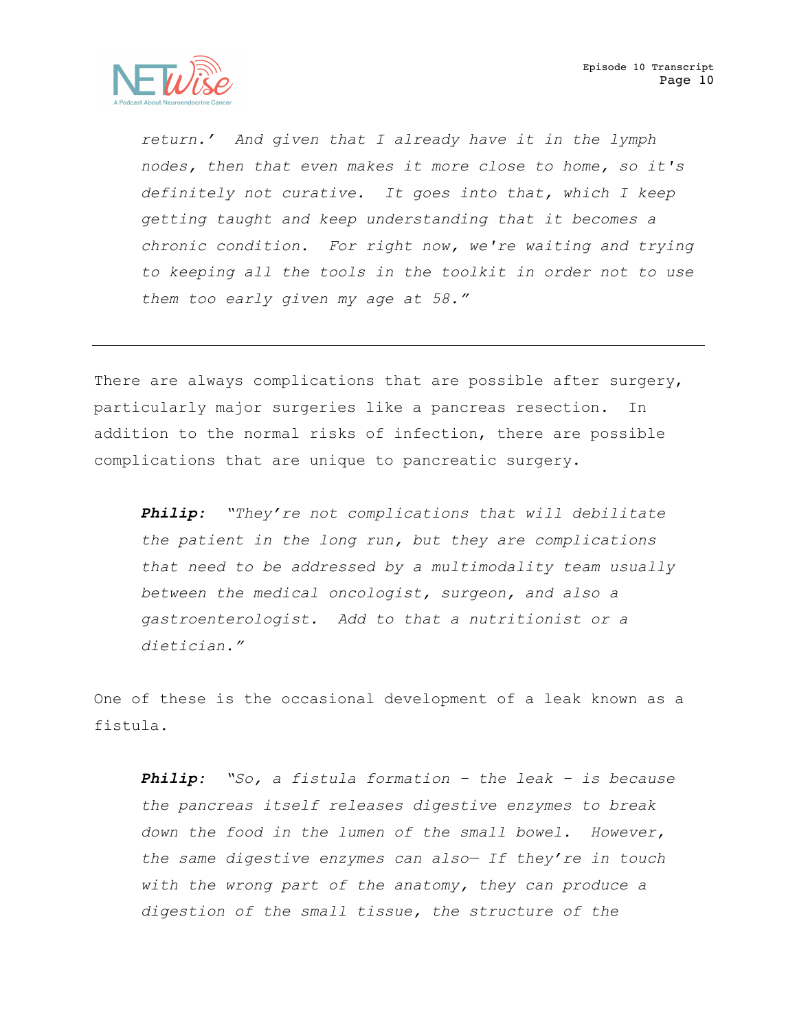*return.' And given that I already have it in the lymph nodes, then that even makes it more close to home, so it's definitely not curative. It goes into that, which I keep getting taught and keep understanding that it becomes a chronic condition. For right now, we're waiting and trying to keeping all the tools in the toolkit in order not to use them too early given my age at 58."*

---

There are always complications that are possible after surgery, particularly major surgeries like a pancreas resection. In addition to the normal risks of infection, there are possible complications that are unique to pancreatic surgery.

> ***Philip:*** *"They're not complications that will debilitate the patient in the long run, but they are complications that need to be addressed by a multimodality team usually between the medical oncologist, surgeon, and also a gastroenterologist. Add to that a nutritionist or a dietician."*

One of these is the occasional development of a leak known as a fistula.

> ***Philip:*** *"So, a fistula formation – the leak – is because the pancreas itself releases digestive enzymes to break down the food in the lumen of the small bowel. However, the same digestive enzymes can also— If they're in touch with the wrong part of the anatomy, they can produce a digestion of the small tissue, the structure of the*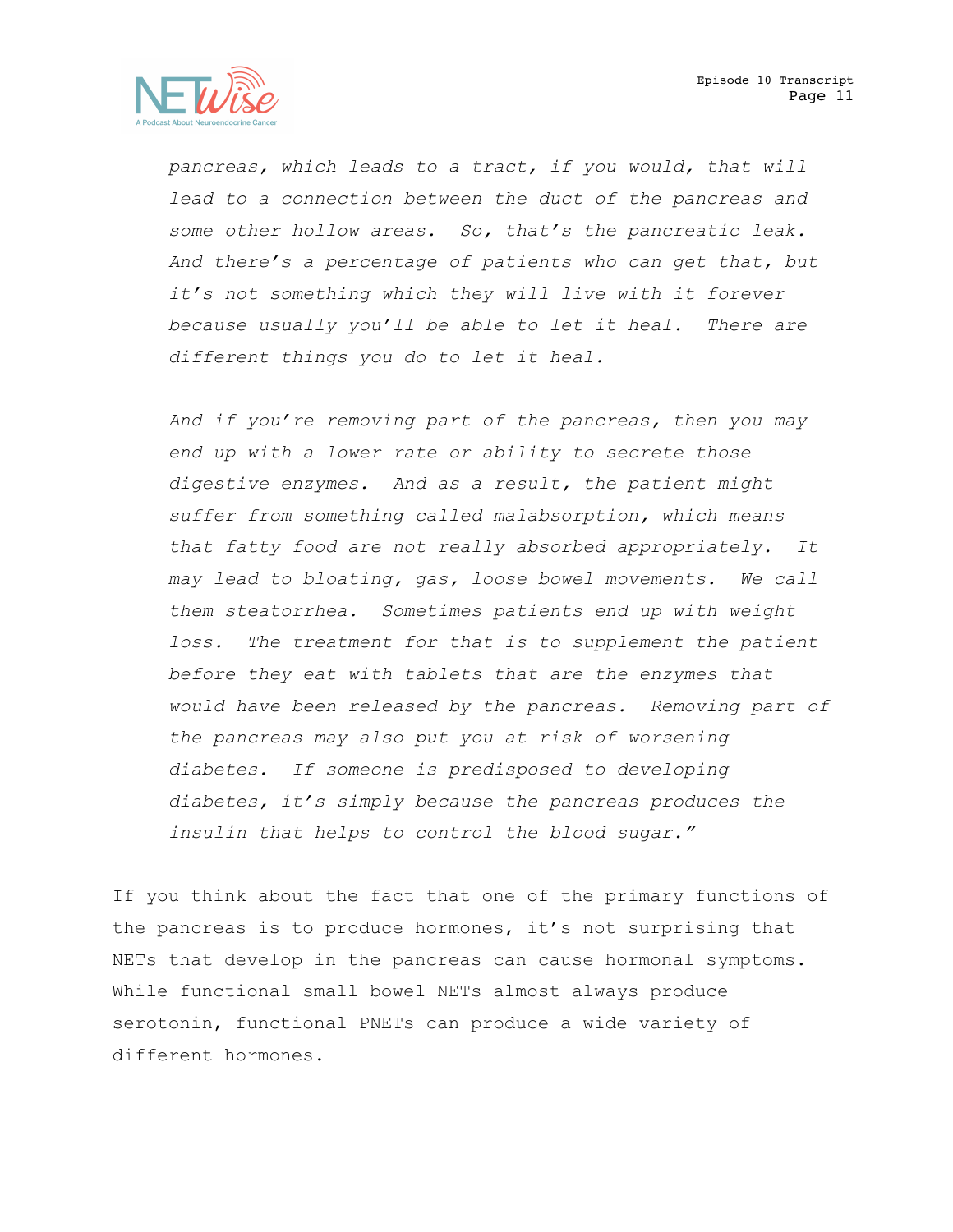*pancreas, which leads to a tract, if you would, that will lead to a connection between the duct of the pancreas and some other hollow areas. So, that's the pancreatic leak. And there's a percentage of patients who can get that, but it's not something which they will live with it forever because usually you'll be able to let it heal. There are different things you do to let it heal.*

*And if you're removing part of the pancreas, then you may end up with a lower rate or ability to secrete those digestive enzymes. And as a result, the patient might suffer from something called malabsorption, which means that fatty food are not really absorbed appropriately. It may lead to bloating, gas, loose bowel movements. We call them steatorrhea. Sometimes patients end up with weight loss. The treatment for that is to supplement the patient before they eat with tablets that are the enzymes that would have been released by the pancreas. Removing part of the pancreas may also put you at risk of worsening diabetes. If someone is predisposed to developing diabetes, it's simply because the pancreas produces the insulin that helps to control the blood sugar."*

If you think about the fact that one of the primary functions of the pancreas is to produce hormones, it's not surprising that NETs that develop in the pancreas can cause hormonal symptoms. While functional small bowel NETs almost always produce serotonin, functional PNETs can produce a wide variety of different hormones.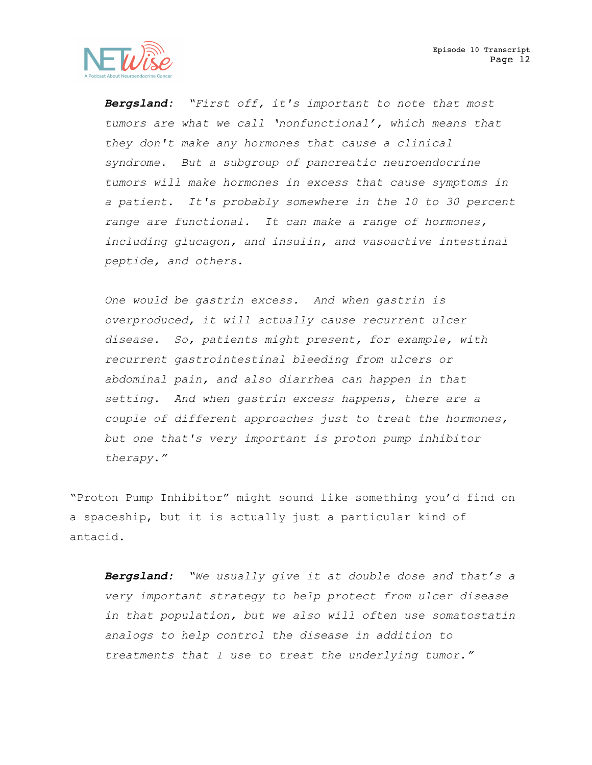***Bergsland:*** *"First off, it's important to note that most tumors are what we call 'nonfunctional', which means that they don't make any hormones that cause a clinical syndrome. But a subgroup of pancreatic neuroendocrine tumors will make hormones in excess that cause symptoms in a patient. It's probably somewhere in the 10 to 30 percent range are functional. It can make a range of hormones, including glucagon, and insulin, and vasoactive intestinal peptide, and others.*

*One would be gastrin excess. And when gastrin is overproduced, it will actually cause recurrent ulcer disease. So, patients might present, for example, with recurrent gastrointestinal bleeding from ulcers or abdominal pain, and also diarrhea can happen in that setting. And when gastrin excess happens, there are a couple of different approaches just to treat the hormones, but one that's very important is proton pump inhibitor therapy."*

"Proton Pump Inhibitor" might sound like something you'd find on a spaceship, but it is actually just a particular kind of antacid.

***Bergsland:*** *"We usually give it at double dose and that's a very important strategy to help protect from ulcer disease in that population, but we also will often use somatostatin analogs to help control the disease in addition to treatments that I use to treat the underlying tumor."*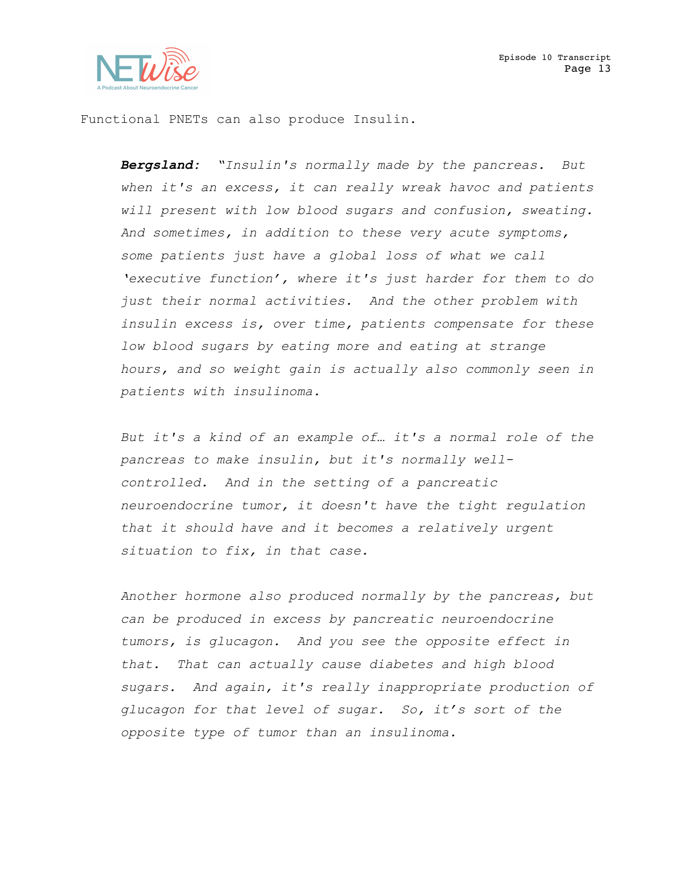Functional PNETs can also produce Insulin.

> ***Bergsland:*** *"Insulin's normally made by the pancreas. But when it's an excess, it can really wreak havoc and patients will present with low blood sugars and confusion, sweating. And sometimes, in addition to these very acute symptoms, some patients just have a global loss of what we call 'executive function', where it's just harder for them to do just their normal activities. And the other problem with insulin excess is, over time, patients compensate for these low blood sugars by eating more and eating at strange hours, and so weight gain is actually also commonly seen in patients with insulinoma.*
>
> *But it's a kind of an example of… it's a normal role of the pancreas to make insulin, but it's normally well-controlled. And in the setting of a pancreatic neuroendocrine tumor, it doesn't have the tight regulation that it should have and it becomes a relatively urgent situation to fix, in that case.*
>
> *Another hormone also produced normally by the pancreas, but can be produced in excess by pancreatic neuroendocrine tumors, is glucagon. And you see the opposite effect in that. That can actually cause diabetes and high blood sugars. And again, it's really inappropriate production of glucagon for that level of sugar. So, it's sort of the opposite type of tumor than an insulinoma.*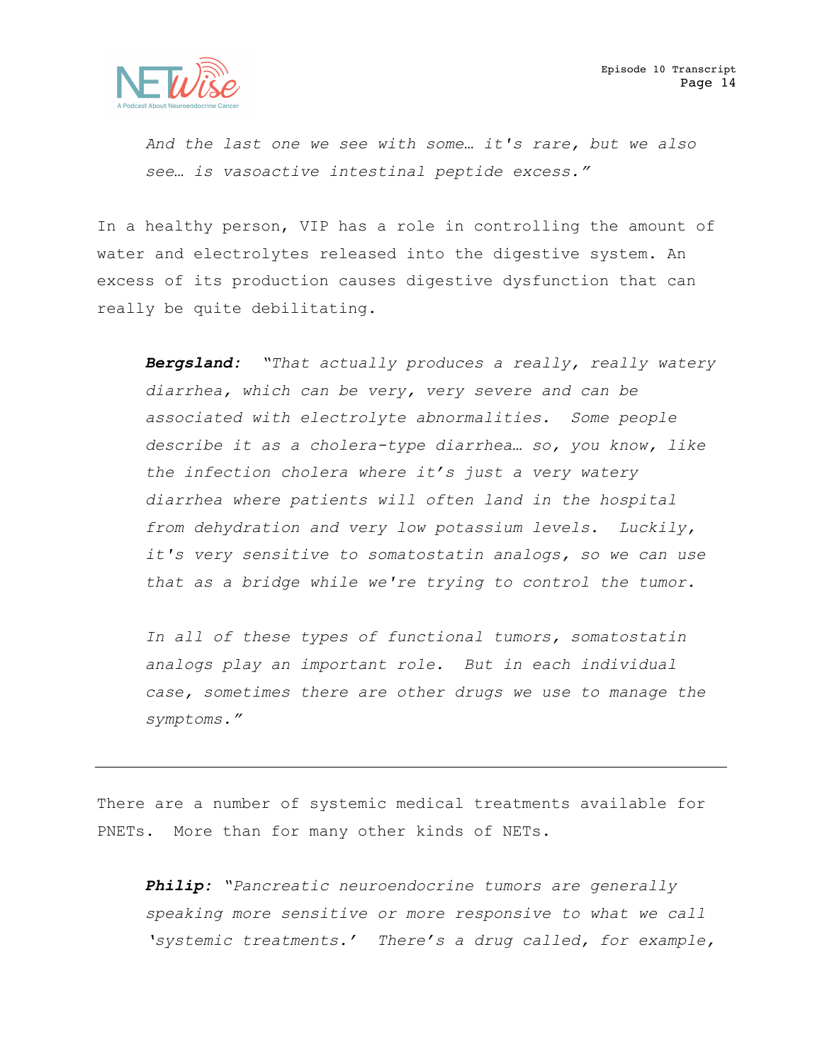*And the last one we see with some… it's rare, but we also see… is vasoactive intestinal peptide excess."*

In a healthy person, VIP has a role in controlling the amount of water and electrolytes released into the digestive system. An excess of its production causes digestive dysfunction that can really be quite debilitating.

***Bergsland:*** *"That actually produces a really, really watery diarrhea, which can be very, very severe and can be associated with electrolyte abnormalities. Some people describe it as a cholera-type diarrhea… so, you know, like the infection cholera where it's just a very watery diarrhea where patients will often land in the hospital from dehydration and very low potassium levels. Luckily, it's very sensitive to somatostatin analogs, so we can use that as a bridge while we're trying to control the tumor.*

*In all of these types of functional tumors, somatostatin analogs play an important role. But in each individual case, sometimes there are other drugs we use to manage the symptoms."*

---

There are a number of systemic medical treatments available for PNETs. More than for many other kinds of NETs.

***Philip:*** *"Pancreatic neuroendocrine tumors are generally speaking more sensitive or more responsive to what we call 'systemic treatments.' There's a drug called, for example,*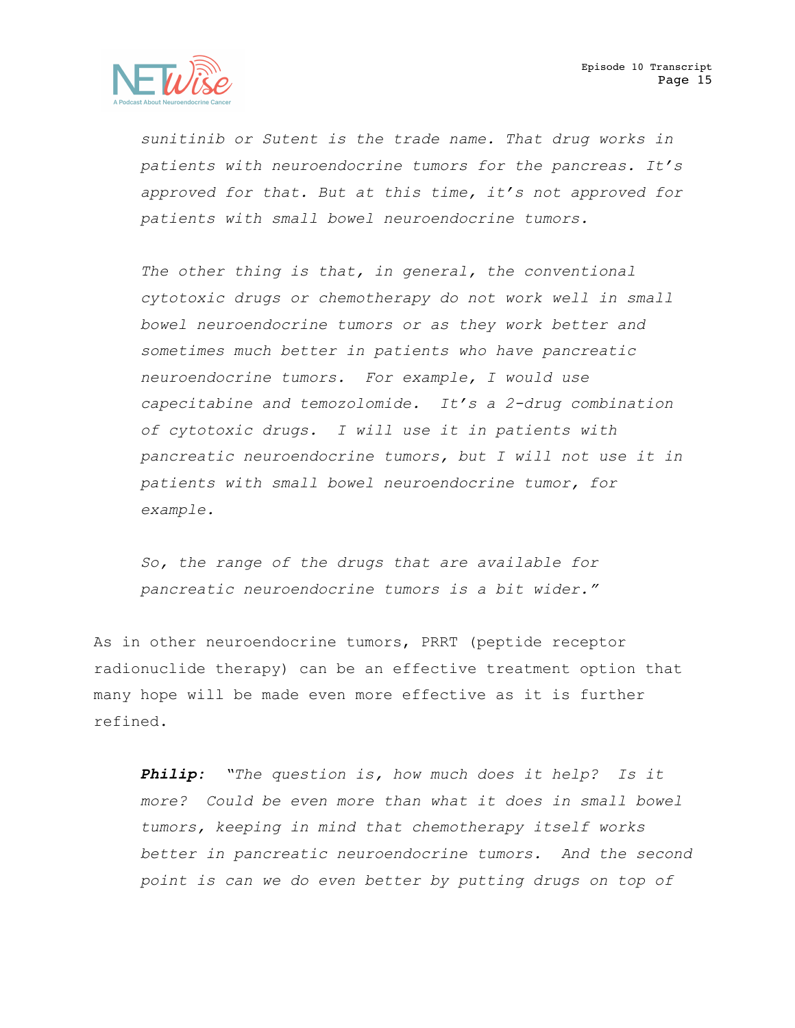*sunitinib or Sutent is the trade name. That drug works in patients with neuroendocrine tumors for the pancreas. It's approved for that. But at this time, it's not approved for patients with small bowel neuroendocrine tumors.*

*The other thing is that, in general, the conventional cytotoxic drugs or chemotherapy do not work well in small bowel neuroendocrine tumors or as they work better and sometimes much better in patients who have pancreatic neuroendocrine tumors. For example, I would use capecitabine and temozolomide. It's a 2-drug combination of cytotoxic drugs. I will use it in patients with pancreatic neuroendocrine tumors, but I will not use it in patients with small bowel neuroendocrine tumor, for example.*

*So, the range of the drugs that are available for pancreatic neuroendocrine tumors is a bit wider."*

As in other neuroendocrine tumors, PRRT (peptide receptor radionuclide therapy) can be an effective treatment option that many hope will be made even more effective as it is further refined.

***Philip:*** *"The question is, how much does it help? Is it more? Could be even more than what it does in small bowel tumors, keeping in mind that chemotherapy itself works better in pancreatic neuroendocrine tumors. And the second point is can we do even better by putting drugs on top of*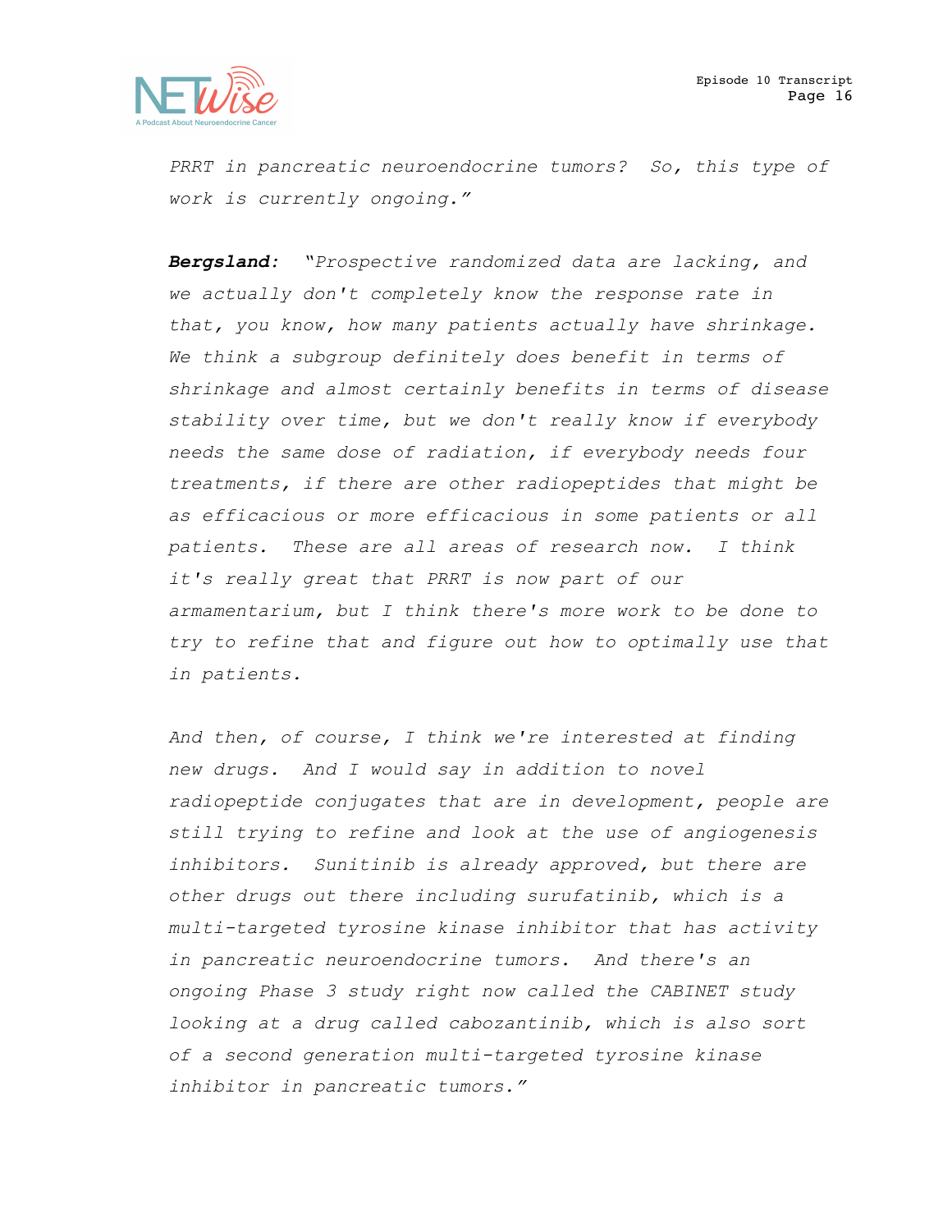*PRRT in pancreatic neuroendocrine tumors? So, this type of work is currently ongoing."*

***Bergsland:*** *"Prospective randomized data are lacking, and we actually don't completely know the response rate in that, you know, how many patients actually have shrinkage. We think a subgroup definitely does benefit in terms of shrinkage and almost certainly benefits in terms of disease stability over time, but we don't really know if everybody needs the same dose of radiation, if everybody needs four treatments, if there are other radiopeptides that might be as efficacious or more efficacious in some patients or all patients. These are all areas of research now. I think it's really great that PRRT is now part of our armamentarium, but I think there's more work to be done to try to refine that and figure out how to optimally use that in patients.*

*And then, of course, I think we're interested at finding new drugs. And I would say in addition to novel radiopeptide conjugates that are in development, people are still trying to refine and look at the use of angiogenesis inhibitors. Sunitinib is already approved, but there are other drugs out there including surufatinib, which is a multi-targeted tyrosine kinase inhibitor that has activity in pancreatic neuroendocrine tumors. And there's an ongoing Phase 3 study right now called the CABINET study looking at a drug called cabozantinib, which is also sort of a second generation multi-targeted tyrosine kinase inhibitor in pancreatic tumors."*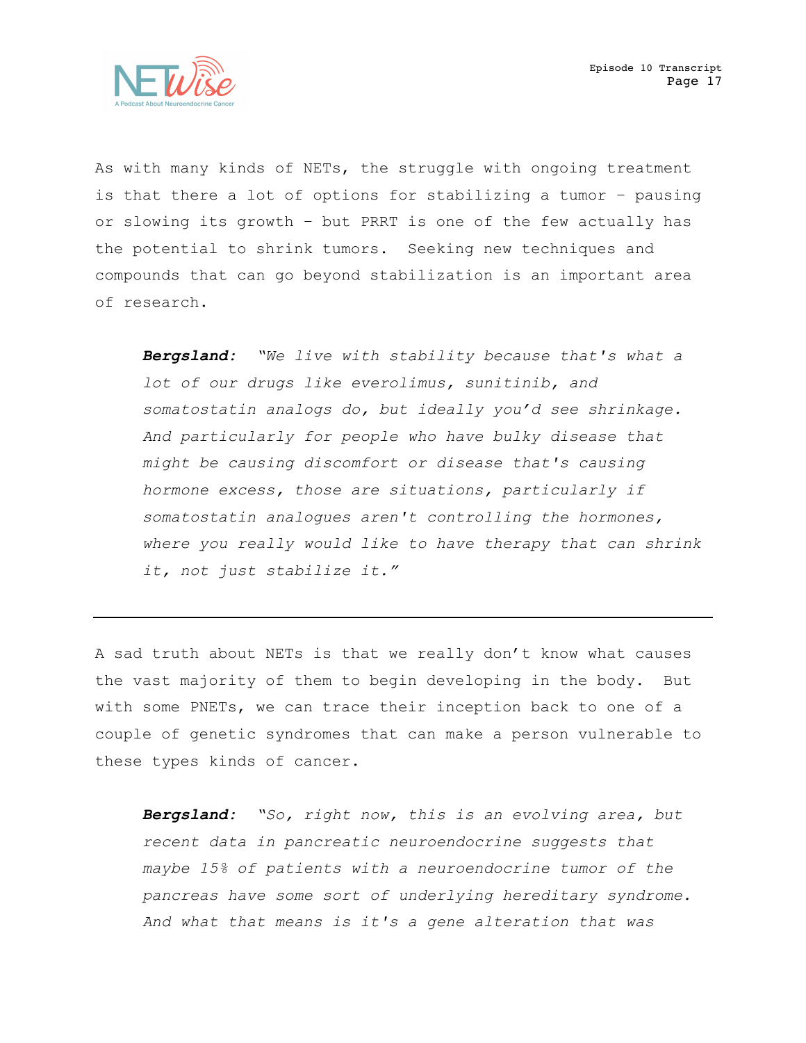As with many kinds of NETs, the struggle with ongoing treatment is that there a lot of options for stabilizing a tumor – pausing or slowing its growth – but PRRT is one of the few actually has the potential to shrink tumors. Seeking new techniques and compounds that can go beyond stabilization is an important area of research.

> ***Bergsland:*** *"We live with stability because that's what a lot of our drugs like everolimus, sunitinib, and somatostatin analogs do, but ideally you'd see shrinkage. And particularly for people who have bulky disease that might be causing discomfort or disease that's causing hormone excess, those are situations, particularly if somatostatin analogues aren't controlling the hormones, where you really would like to have therapy that can shrink it, not just stabilize it."*

---

A sad truth about NETs is that we really don't know what causes the vast majority of them to begin developing in the body. But with some PNETs, we can trace their inception back to one of a couple of genetic syndromes that can make a person vulnerable to these types kinds of cancer.

> ***Bergsland:*** *"So, right now, this is an evolving area, but recent data in pancreatic neuroendocrine suggests that maybe 15% of patients with a neuroendocrine tumor of the pancreas have some sort of underlying hereditary syndrome. And what that means is it's a gene alteration that was*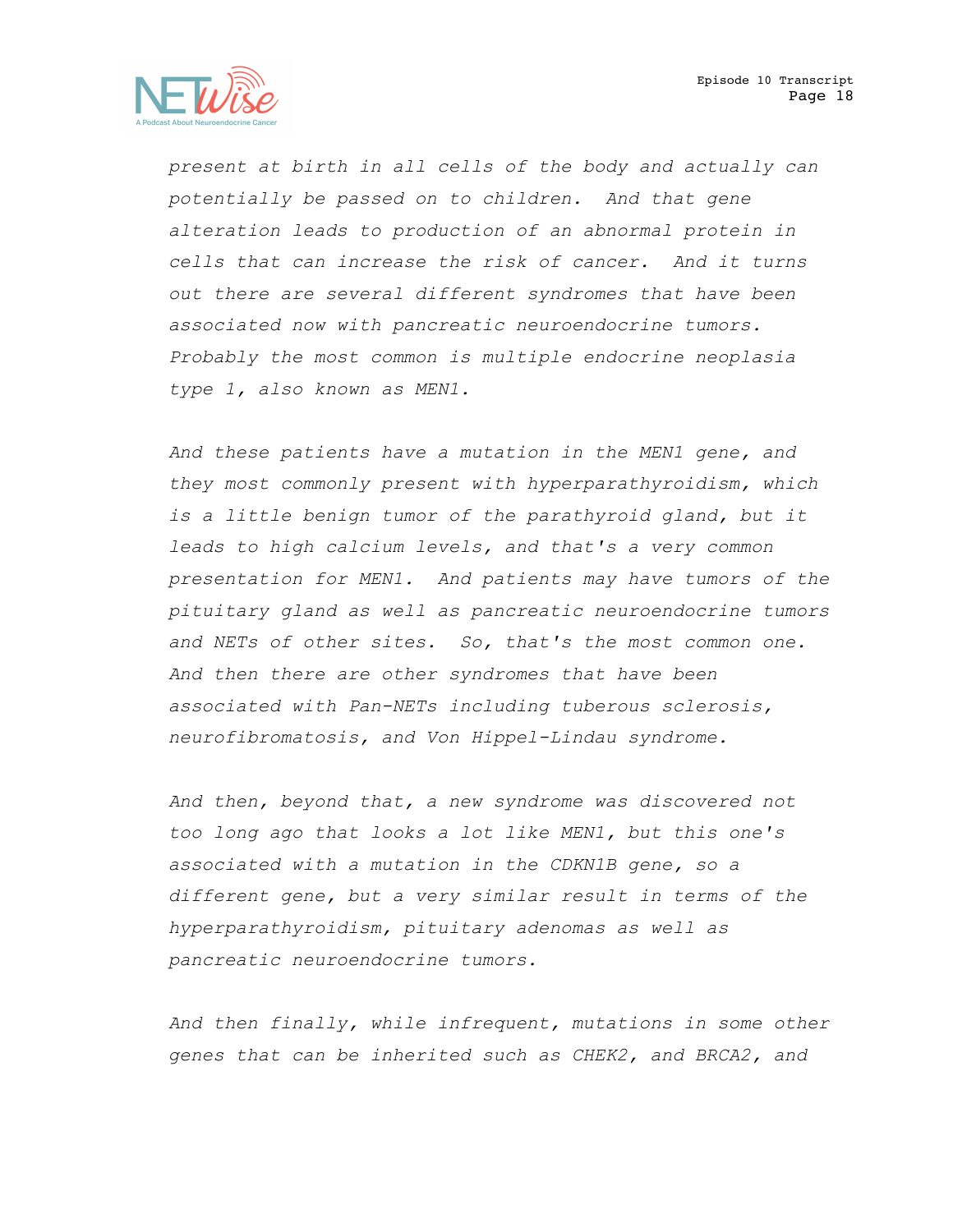*present at birth in all cells of the body and actually can potentially be passed on to children. And that gene alteration leads to production of an abnormal protein in cells that can increase the risk of cancer. And it turns out there are several different syndromes that have been associated now with pancreatic neuroendocrine tumors. Probably the most common is multiple endocrine neoplasia type 1, also known as MEN1.*

*And these patients have a mutation in the MEN1 gene, and they most commonly present with hyperparathyroidism, which is a little benign tumor of the parathyroid gland, but it leads to high calcium levels, and that's a very common presentation for MEN1. And patients may have tumors of the pituitary gland as well as pancreatic neuroendocrine tumors and NETs of other sites. So, that's the most common one. And then there are other syndromes that have been associated with Pan-NETs including tuberous sclerosis, neurofibromatosis, and Von Hippel-Lindau syndrome.*

*And then, beyond that, a new syndrome was discovered not too long ago that looks a lot like MEN1, but this one's associated with a mutation in the CDKN1B gene, so a different gene, but a very similar result in terms of the hyperparathyroidism, pituitary adenomas as well as pancreatic neuroendocrine tumors.*

*And then finally, while infrequent, mutations in some other genes that can be inherited such as CHEK2, and BRCA2, and*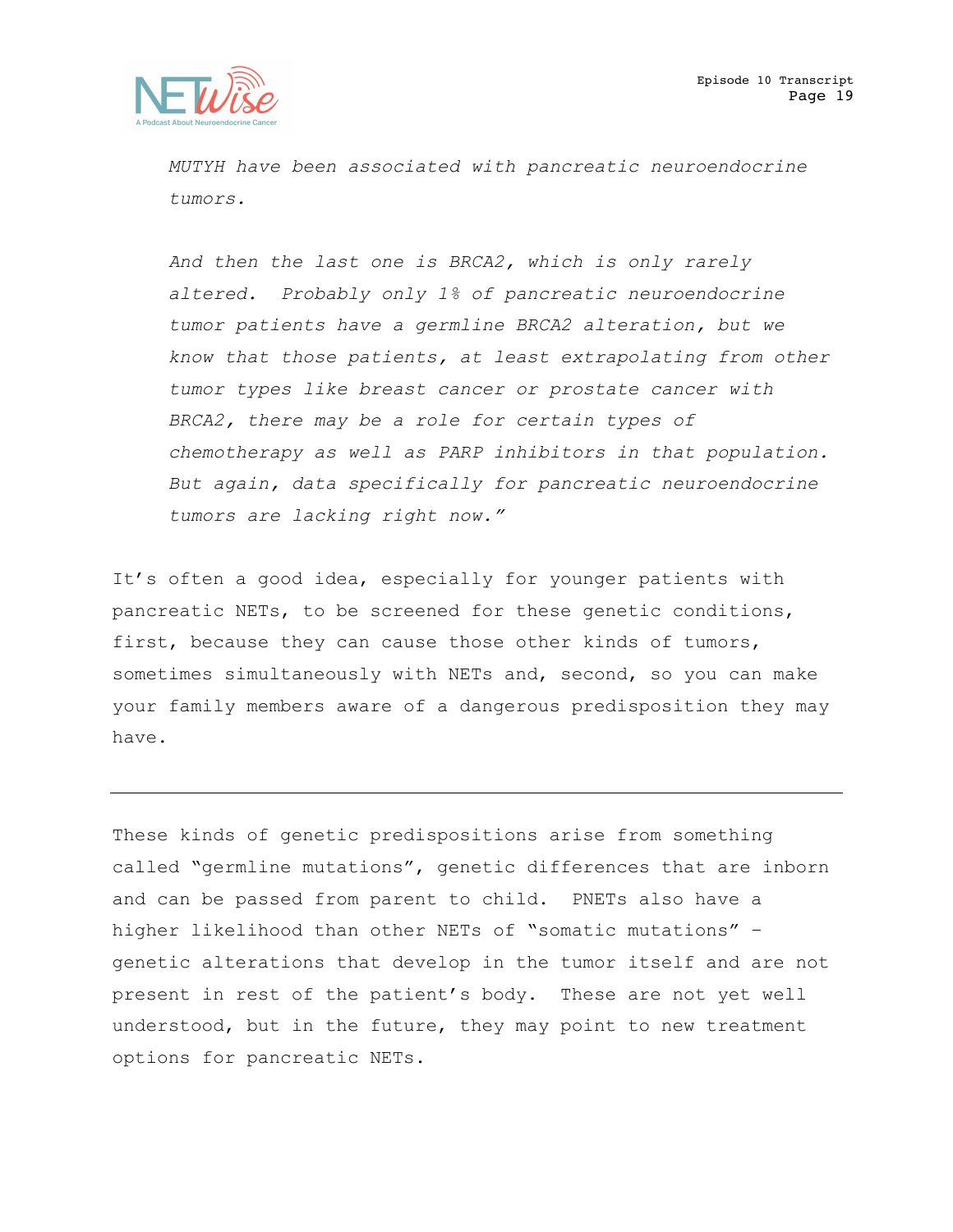*MUTYH have been associated with pancreatic neuroendocrine tumors.*

*And then the last one is BRCA2, which is only rarely altered. Probably only 1% of pancreatic neuroendocrine tumor patients have a germline BRCA2 alteration, but we know that those patients, at least extrapolating from other tumor types like breast cancer or prostate cancer with BRCA2, there may be a role for certain types of chemotherapy as well as PARP inhibitors in that population. But again, data specifically for pancreatic neuroendocrine tumors are lacking right now."*

It's often a good idea, especially for younger patients with pancreatic NETs, to be screened for these genetic conditions, first, because they can cause those other kinds of tumors, sometimes simultaneously with NETs and, second, so you can make your family members aware of a dangerous predisposition they may have.

---

These kinds of genetic predispositions arise from something called "germline mutations", genetic differences that are inborn and can be passed from parent to child. PNETs also have a higher likelihood than other NETs of "somatic mutations" – genetic alterations that develop in the tumor itself and are not present in rest of the patient's body. These are not yet well understood, but in the future, they may point to new treatment options for pancreatic NETs.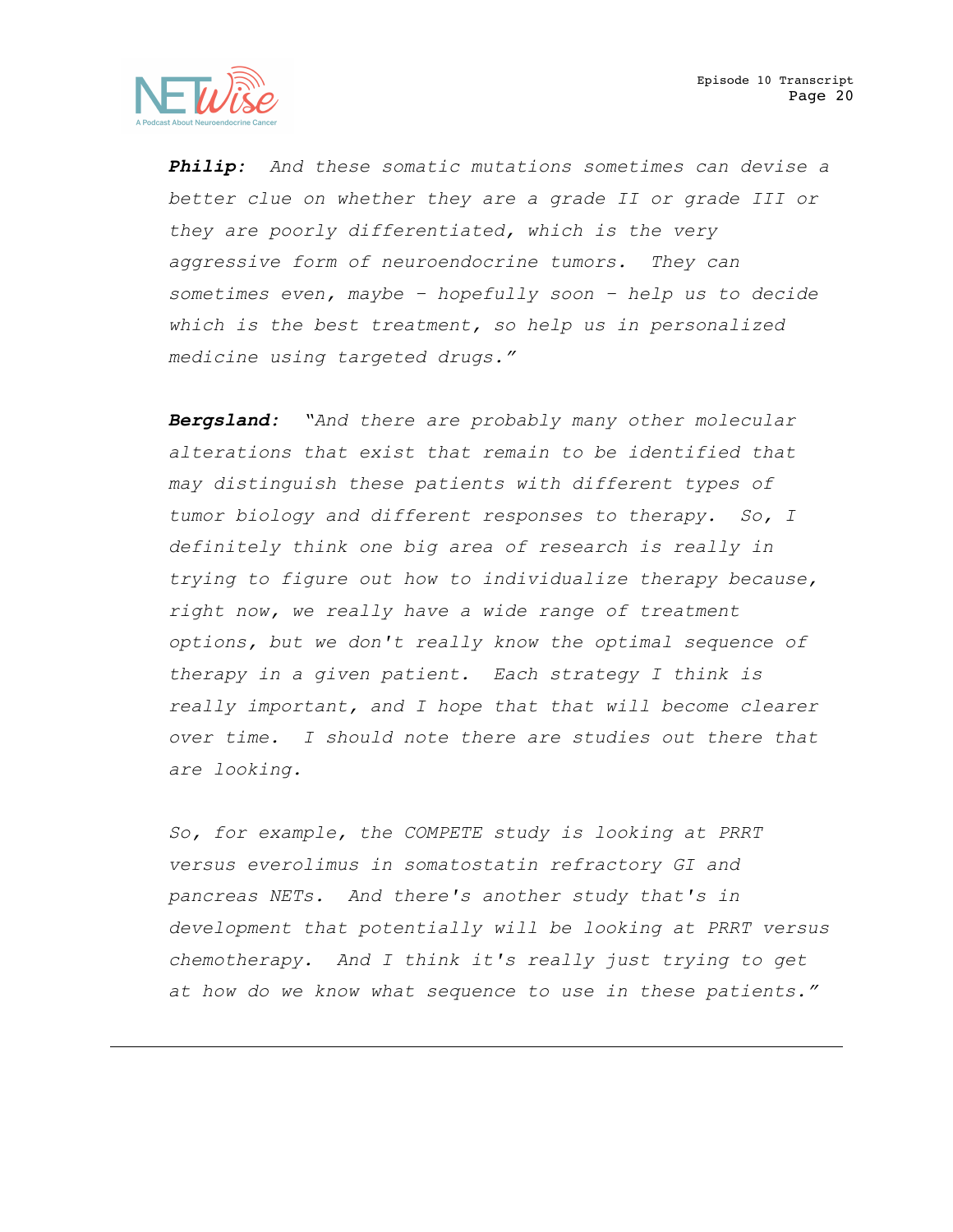***Philip:*** *And these somatic mutations sometimes can devise a better clue on whether they are a grade II or grade III or they are poorly differentiated, which is the very aggressive form of neuroendocrine tumors. They can sometimes even, maybe – hopefully soon – help us to decide which is the best treatment, so help us in personalized medicine using targeted drugs."*

***Bergsland:*** *"And there are probably many other molecular alterations that exist that remain to be identified that may distinguish these patients with different types of tumor biology and different responses to therapy. So, I definitely think one big area of research is really in trying to figure out how to individualize therapy because, right now, we really have a wide range of treatment options, but we don't really know the optimal sequence of therapy in a given patient. Each strategy I think is really important, and I hope that that will become clearer over time. I should note there are studies out there that are looking.*

*So, for example, the COMPETE study is looking at PRRT versus everolimus in somatostatin refractory GI and pancreas NETs. And there's another study that's in development that potentially will be looking at PRRT versus chemotherapy. And I think it's really just trying to get at how do we know what sequence to use in these patients."*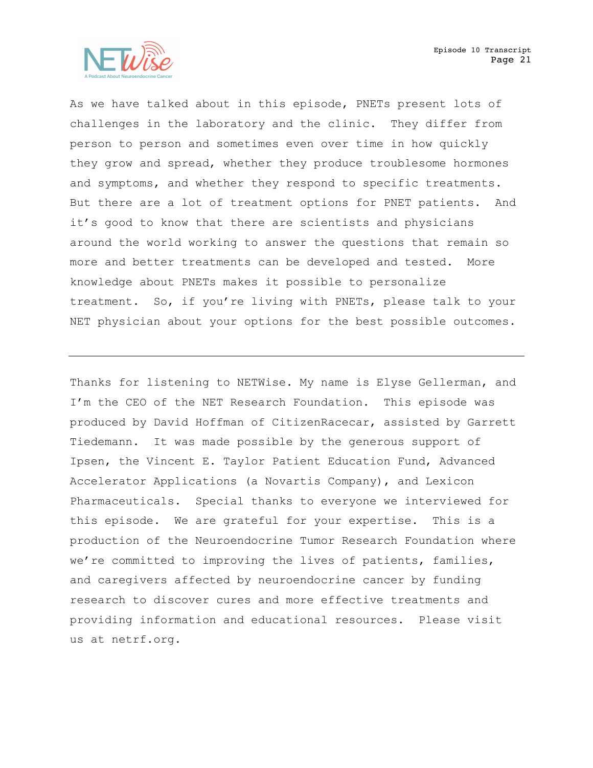As we have talked about in this episode, PNETs present lots of challenges in the laboratory and the clinic. They differ from person to person and sometimes even over time in how quickly they grow and spread, whether they produce troublesome hormones and symptoms, and whether they respond to specific treatments. But there are a lot of treatment options for PNET patients. And it's good to know that there are scientists and physicians around the world working to answer the questions that remain so more and better treatments can be developed and tested. More knowledge about PNETs makes it possible to personalize treatment. So, if you're living with PNETs, please talk to your NET physician about your options for the best possible outcomes.

---

Thanks for listening to NETWise. My name is Elyse Gellerman, and I'm the CEO of the NET Research Foundation. This episode was produced by David Hoffman of CitizenRacecar, assisted by Garrett Tiedemann. It was made possible by the generous support of Ipsen, the Vincent E. Taylor Patient Education Fund, Advanced Accelerator Applications (a Novartis Company), and Lexicon Pharmaceuticals. Special thanks to everyone we interviewed for this episode. We are grateful for your expertise. This is a production of the Neuroendocrine Tumor Research Foundation where we're committed to improving the lives of patients, families, and caregivers affected by neuroendocrine cancer by funding research to discover cures and more effective treatments and providing information and educational resources. Please visit us at netrf.org.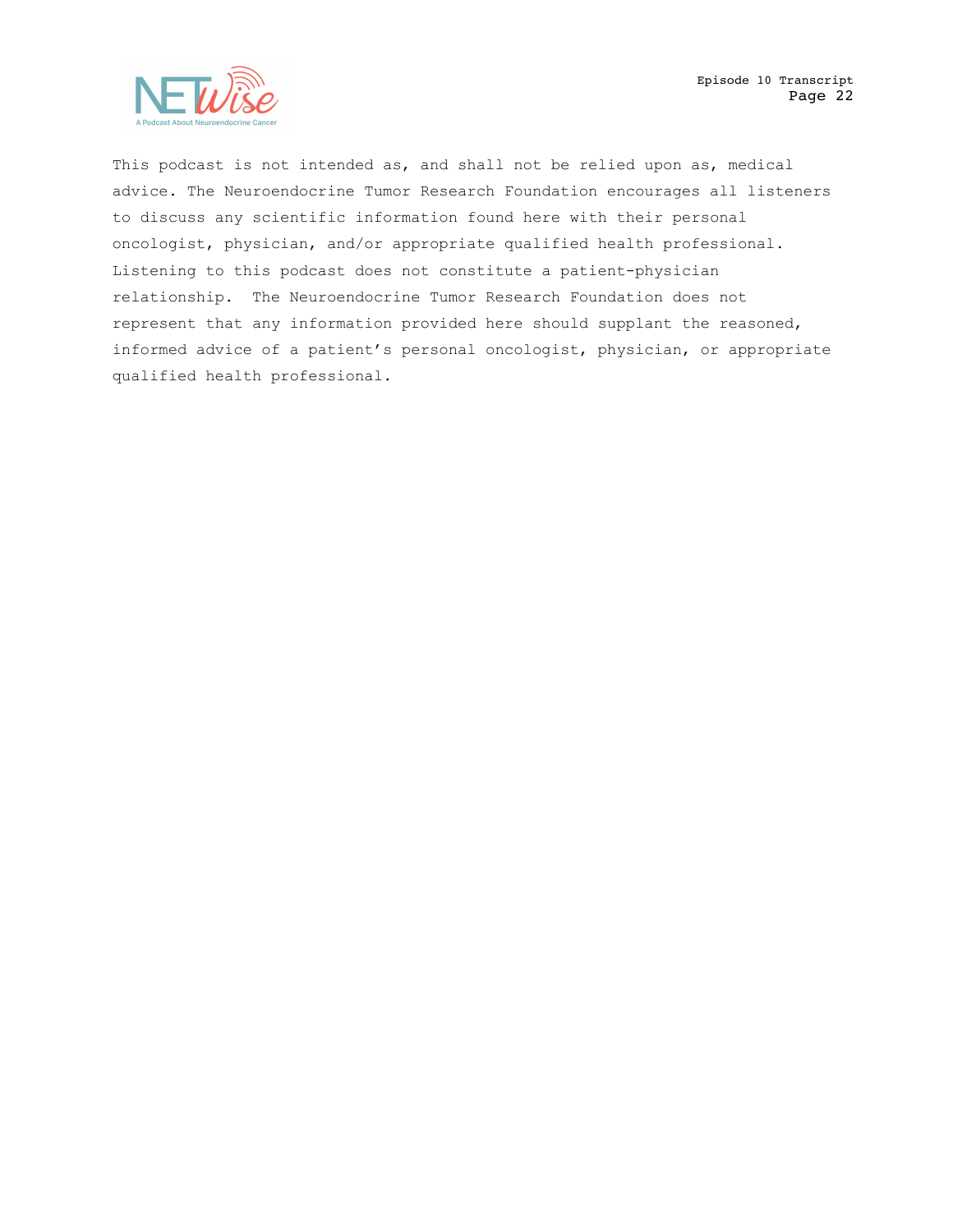This podcast is not intended as, and shall not be relied upon as, medical advice. The Neuroendocrine Tumor Research Foundation encourages all listeners to discuss any scientific information found here with their personal oncologist, physician, and/or appropriate qualified health professional. Listening to this podcast does not constitute a patient-physician relationship. The Neuroendocrine Tumor Research Foundation does not represent that any information provided here should supplant the reasoned, informed advice of a patient's personal oncologist, physician, or appropriate qualified health professional.